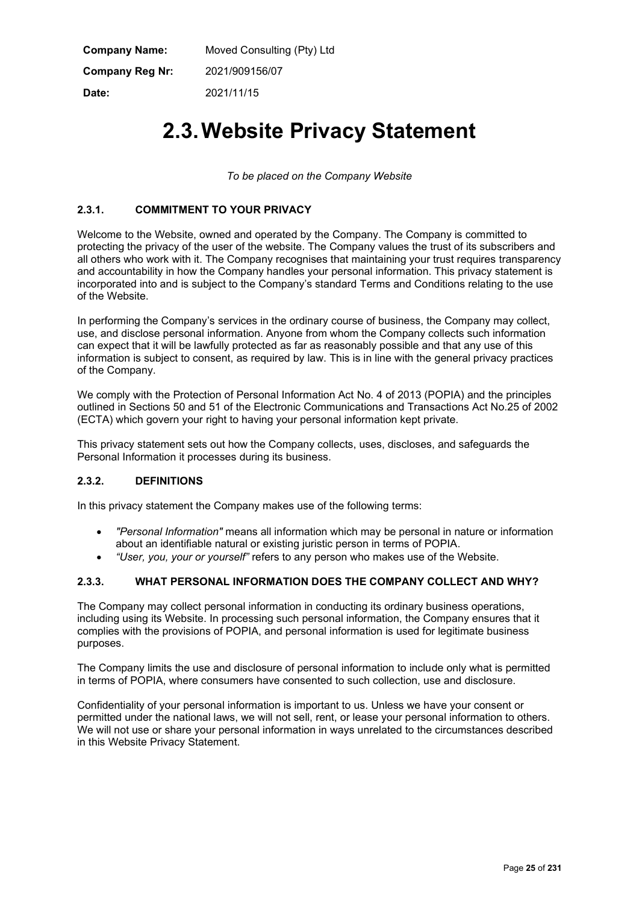**Company Name:** Moved Consulting (Pty) Ltd

**Company Reg Nr:** 2021/909156/07

**Date:** 2021/11/15

# 2.3. Website Privacy Statement

*To be placed on the Company Website*

### 2.3.1. COMMITMENT TO YOUR PRIVACY

Welcome to the Website, owned and operated by the Company. The Company is committed to protecting the privacy of the user of the website. The Company values the trust of its subscribers and all others who work with it. The Company recognises that maintaining your trust requires transparency and accountability in how the Company handles your personal information. This privacy statement is incorporated into and is subject to the Company's standard Terms and Conditions relating to the use of the Website.

In performing the Company's services in the ordinary course of business, the Company may collect, use, and disclose personal information. Anyone from whom the Company collects such information can expect that it will be lawfully protected as far as reasonably possible and that any use of this information is subject to consent, as required by law. This is in line with the general privacy practices of the Company.

We comply with the Protection of Personal Information Act No. 4 of 2013 (POPIA) and the principles outlined in Sections 50 and 51 of the Electronic Communications and Transactions Act No.25 of 2002 (ECTA) which govern your right to having your personal information kept private.

This privacy statement sets out how the Company collects, uses, discloses, and safeguards the Personal Information it processes during its business.

### 2.3.2. DEFINITIONS

In this privacy statement the Company makes use of the following terms:

- *"Personal Information"* means all information which may be personal in nature or information about an identifiable natural or existing juristic person in terms of POPIA.
- *"User, you, your or yourself"* refers to any person who makes use of the Website.

### 2.3.3. WHAT PERSONAL INFORMATION DOES THE COMPANY COLLECT AND WHY?

The Company may collect personal information in conducting its ordinary business operations, including using its Website. In processing such personal information, the Company ensures that it complies with the provisions of POPIA, and personal information is used for legitimate business purposes.

The Company limits the use and disclosure of personal information to include only what is permitted in terms of POPIA, where consumers have consented to such collection, use and disclosure.

Confidentiality of your personal information is important to us. Unless we have your consent or permitted under the national laws, we will not sell, rent, or lease your personal information to others. We will not use or share your personal information in ways unrelated to the circumstances described in this Website Privacy Statement.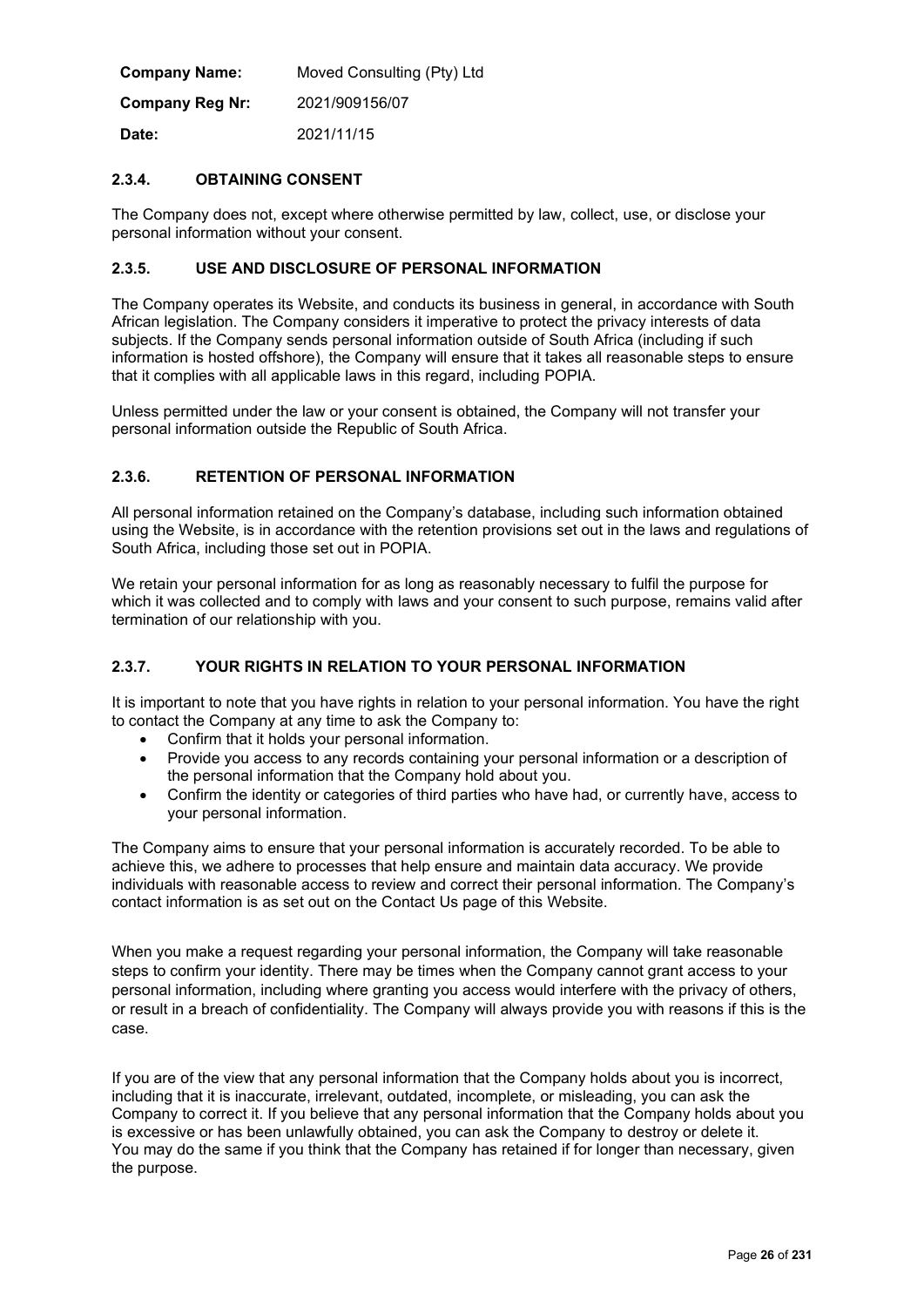### 2.3.4. OBTAINING CONSENT

The Company does not, except where otherwise permitted by law, collect, use, or disclose your personal information without your consent.

### 2.3.5. USE AND DISCLOSURE OF PERSONAL INFORMATION

The Company operates its Website, and conducts its business in general, in accordance with South African legislation. The Company considers it imperative to protect the privacy interests of data subjects. If the Company sends personal information outside of South Africa (including if such information is hosted offshore), the Company will ensure that it takes all reasonable steps to ensure that it complies with all applicable laws in this regard, including POPIA.

Unless permitted under the law or your consent is obtained, the Company will not transfer your personal information outside the Republic of South Africa.

### 2.3.6. RETENTION OF PERSONAL INFORMATION

All personal information retained on the Company's database, including such information obtained using the Website, is in accordance with the retention provisions set out in the laws and regulations of South Africa, including those set out in POPIA.

We retain your personal information for as long as reasonably necessary to fulfil the purpose for which it was collected and to comply with laws and your consent to such purpose, remains valid after termination of our relationship with you.

### 2.3.7. YOUR RIGHTS IN RELATION TO YOUR PERSONAL INFORMATION

It is important to note that you have rights in relation to your personal information. You have the right to contact the Company at any time to ask the Company to:

- Confirm that it holds your personal information.
- Provide you access to any records containing your personal information or a description of the personal information that the Company hold about you.
- Confirm the identity or categories of third parties who have had, or currently have, access to your personal information.

The Company aims to ensure that your personal information is accurately recorded. To be able to achieve this, we adhere to processes that help ensure and maintain data accuracy. We provide individuals with reasonable access to review and correct their personal information. The Company's contact information is as set out on the Contact Us page of this Website.

When you make a request regarding your personal information, the Company will take reasonable steps to confirm your identity. There may be times when the Company cannot grant access to your personal information, including where granting you access would interfere with the privacy of others, or result in a breach of confidentiality. The Company will always provide you with reasons if this is the case.

If you are of the view that any personal information that the Company holds about you is incorrect, including that it is inaccurate, irrelevant, outdated, incomplete, or misleading, you can ask the Company to correct it. If you believe that any personal information that the Company holds about you is excessive or has been unlawfully obtained, you can ask the Company to destroy or delete it. You may do the same if you think that the Company has retained if for longer than necessary, given the purpose.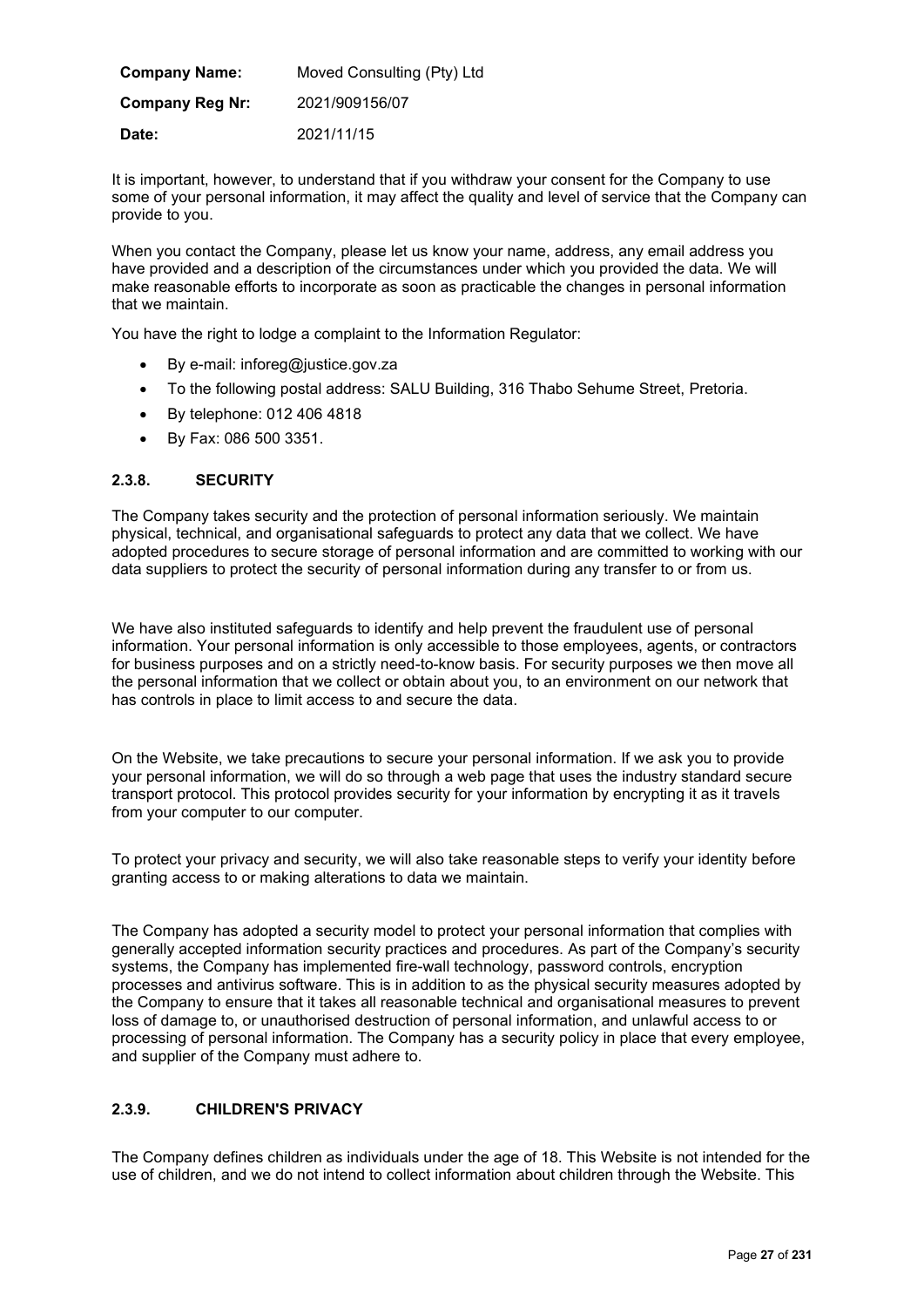| | |
|---|---|
| **Company Name:** | Moved Consulting (Pty) Ltd |
| **Company Reg Nr:** | 2021/909156/07 |
| **Date:** | 2021/11/15 |

It is important, however, to understand that if you withdraw your consent for the Company to use some of your personal information, it may affect the quality and level of service that the Company can provide to you.

When you contact the Company, please let us know your name, address, any email address you have provided and a description of the circumstances under which you provided the data. We will make reasonable efforts to incorporate as soon as practicable the changes in personal information that we maintain.

You have the right to lodge a complaint to the Information Regulator:

- By e-mail: inforeg@justice.gov.za
- To the following postal address: SALU Building, 316 Thabo Sehume Street, Pretoria.
- By telephone: 012 406 4818
- By Fax: 086 500 3351.

### 2.3.8. SECURITY

The Company takes security and the protection of personal information seriously. We maintain physical, technical, and organisational safeguards to protect any data that we collect. We have adopted procedures to secure storage of personal information and are committed to working with our data suppliers to protect the security of personal information during any transfer to or from us.

We have also instituted safeguards to identify and help prevent the fraudulent use of personal information. Your personal information is only accessible to those employees, agents, or contractors for business purposes and on a strictly need-to-know basis. For security purposes we then move all the personal information that we collect or obtain about you, to an environment on our network that has controls in place to limit access to and secure the data.

On the Website, we take precautions to secure your personal information. If we ask you to provide your personal information, we will do so through a web page that uses the industry standard secure transport protocol. This protocol provides security for your information by encrypting it as it travels from your computer to our computer.

To protect your privacy and security, we will also take reasonable steps to verify your identity before granting access to or making alterations to data we maintain.

The Company has adopted a security model to protect your personal information that complies with generally accepted information security practices and procedures. As part of the Company's security systems, the Company has implemented fire-wall technology, password controls, encryption processes and antivirus software. This is in addition to as the physical security measures adopted by the Company to ensure that it takes all reasonable technical and organisational measures to prevent loss of damage to, or unauthorised destruction of personal information, and unlawful access to or processing of personal information. The Company has a security policy in place that every employee, and supplier of the Company must adhere to.

### 2.3.9. CHILDREN'S PRIVACY

The Company defines children as individuals under the age of 18. This Website is not intended for the use of children, and we do not intend to collect information about children through the Website. This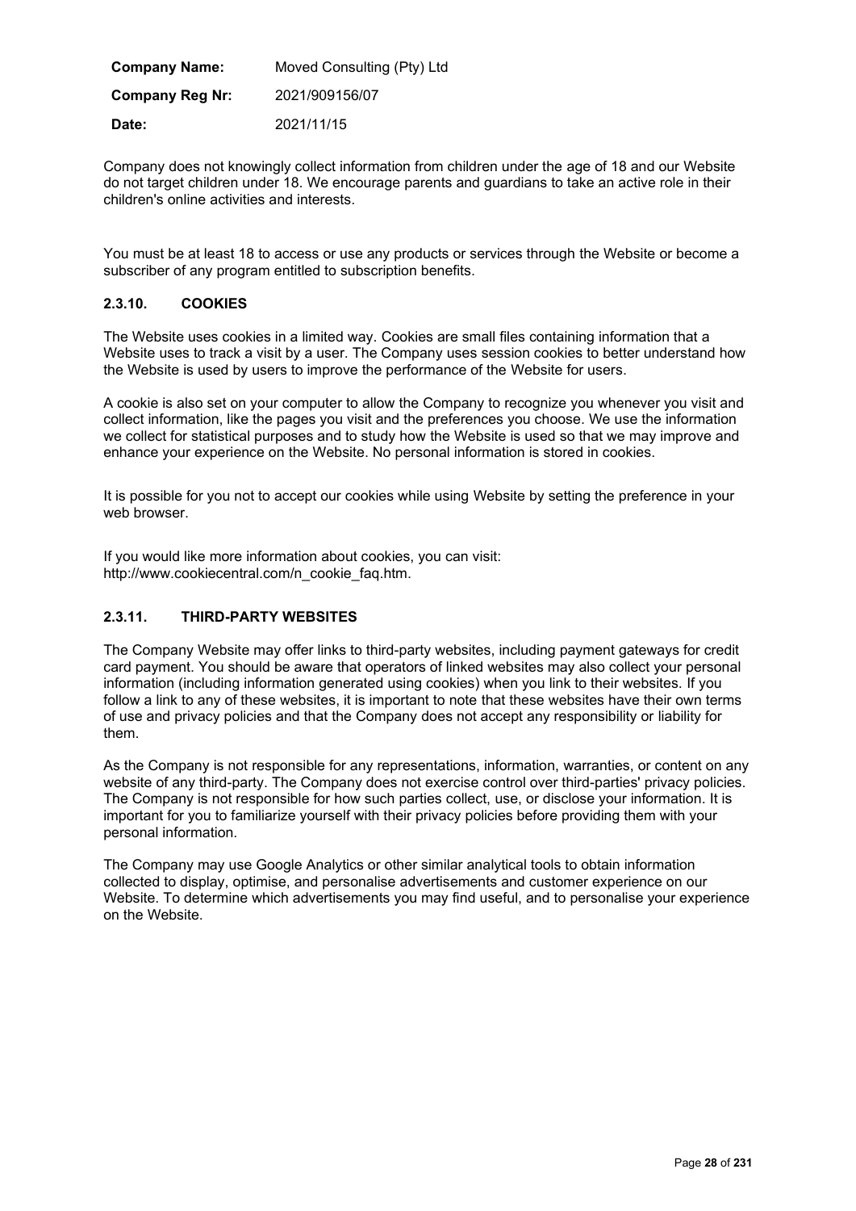| | |
|---|---|
| **Company Name:** | Moved Consulting (Pty) Ltd |
| **Company Reg Nr:** | 2021/909156/07 |
| **Date:** | 2021/11/15 |

Company does not knowingly collect information from children under the age of 18 and our Website do not target children under 18. We encourage parents and guardians to take an active role in their children's online activities and interests.

You must be at least 18 to access or use any products or services through the Website or become a subscriber of any program entitled to subscription benefits.

### 2.3.10. COOKIES

The Website uses cookies in a limited way. Cookies are small files containing information that a Website uses to track a visit by a user. The Company uses session cookies to better understand how the Website is used by users to improve the performance of the Website for users.

A cookie is also set on your computer to allow the Company to recognize you whenever you visit and collect information, like the pages you visit and the preferences you choose. We use the information we collect for statistical purposes and to study how the Website is used so that we may improve and enhance your experience on the Website. No personal information is stored in cookies.

It is possible for you not to accept our cookies while using Website by setting the preference in your web browser.

If you would like more information about cookies, you can visit: http://www.cookiecentral.com/n_cookie_faq.htm.

### 2.3.11. THIRD-PARTY WEBSITES

The Company Website may offer links to third-party websites, including payment gateways for credit card payment. You should be aware that operators of linked websites may also collect your personal information (including information generated using cookies) when you link to their websites. If you follow a link to any of these websites, it is important to note that these websites have their own terms of use and privacy policies and that the Company does not accept any responsibility or liability for them.

As the Company is not responsible for any representations, information, warranties, or content on any website of any third-party. The Company does not exercise control over third-parties' privacy policies. The Company is not responsible for how such parties collect, use, or disclose your information. It is important for you to familiarize yourself with their privacy policies before providing them with your personal information.

The Company may use Google Analytics or other similar analytical tools to obtain information collected to display, optimise, and personalise advertisements and customer experience on our Website. To determine which advertisements you may find useful, and to personalise your experience on the Website.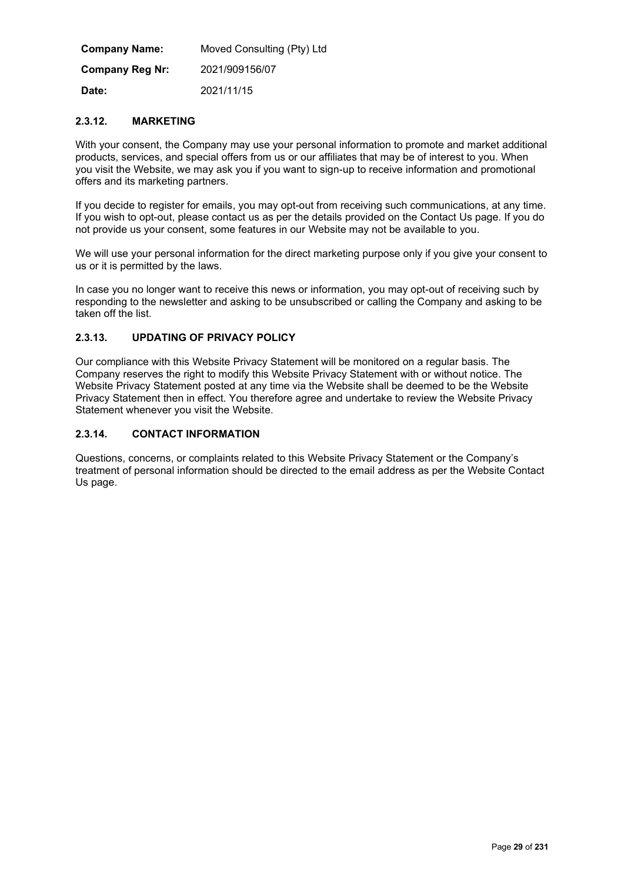| | |
|---|---|
| **Company Name:** | Moved Consulting (Pty) Ltd |
| **Company Reg Nr:** | 2021/909156/07 |
| **Date:** | 2021/11/15 |

### 2.3.12. MARKETING

With your consent, the Company may use your personal information to promote and market additional products, services, and special offers from us or our affiliates that may be of interest to you. When you visit the Website, we may ask you if you want to sign-up to receive information and promotional offers and its marketing partners.

If you decide to register for emails, you may opt-out from receiving such communications, at any time. If you wish to opt-out, please contact us as per the details provided on the Contact Us page. If you do not provide us your consent, some features in our Website may not be available to you.

We will use your personal information for the direct marketing purpose only if you give your consent to us or it is permitted by the laws.

In case you no longer want to receive this news or information, you may opt-out of receiving such by responding to the newsletter and asking to be unsubscribed or calling the Company and asking to be taken off the list.

### 2.3.13. UPDATING OF PRIVACY POLICY

Our compliance with this Website Privacy Statement will be monitored on a regular basis. The Company reserves the right to modify this Website Privacy Statement with or without notice. The Website Privacy Statement posted at any time via the Website shall be deemed to be the Website Privacy Statement then in effect. You therefore agree and undertake to review the Website Privacy Statement whenever you visit the Website.

### 2.3.14. CONTACT INFORMATION

Questions, concerns, or complaints related to this Website Privacy Statement or the Company's treatment of personal information should be directed to the email address as per the Website Contact Us page.